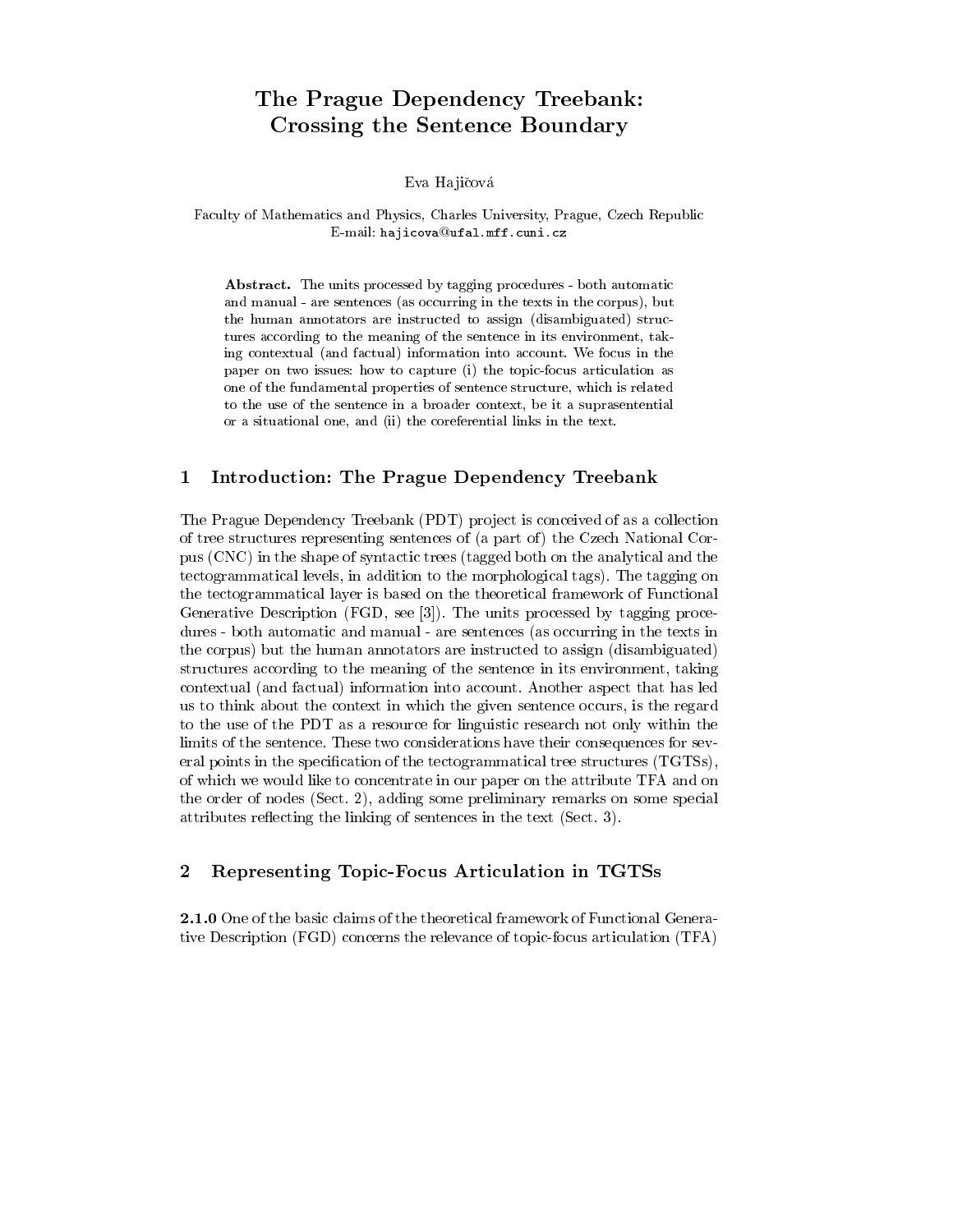# The Prague Dependency Treebank: Crossing the Sentence Boundary

Eva Hajičová

Faculty of Mathematics and Physics, Charles University, Prague, Czech Republic
E-mail: `hajicova@ufal.mff.cuni.cz`

**Abstract.** The units processed by tagging procedures - both automatic and manual - are sentences (as occurring in the texts in the corpus), but the human annotators are instructed to assign (disambiguated) structures according to the meaning of the sentence in its environment, taking contextual (and factual) information into account. We focus in the paper on two issues: how to capture (i) the topic-focus articulation as one of the fundamental properties of sentence structure, which is related to the use of the sentence in a broader context, be it a suprasentential or a situational one, and (ii) the coreferential links in the text.

## 1 Introduction: The Prague Dependency Treebank

The Prague Dependency Treebank (PDT) project is conceived of as a collection of tree structures representing sentences of (a part of) the Czech National Corpus (CNC) in the shape of syntactic trees (tagged both on the analytical and the tectogrammatical levels, in addition to the morphological tags). The tagging on the tectogrammatical layer is based on the theoretical framework of Functional Generative Description (FGD, see [3]). The units processed by tagging procedures - both automatic and manual - are sentences (as occurring in the texts in the corpus) but the human annotators are instructed to assign (disambiguated) structures according to the meaning of the sentence in its environment, taking contextual (and factual) information into account. Another aspect that has led us to think about the context in which the given sentence occurs, is the regard to the use of the PDT as a resource for linguistic research not only within the limits of the sentence. These two considerations have their consequences for several points in the specification of the tectogrammatical tree structures (TGTSs), of which we would like to concentrate in our paper on the attribute TFA and on the order of nodes (Sect. 2), adding some preliminary remarks on some special attributes reflecting the linking of sentences in the text (Sect. 3).

## 2 Representing Topic-Focus Articulation in TGTSs

**2.1.0** One of the basic claims of the theoretical framework of Functional Generative Description (FGD) concerns the relevance of topic-focus articulation (TFA)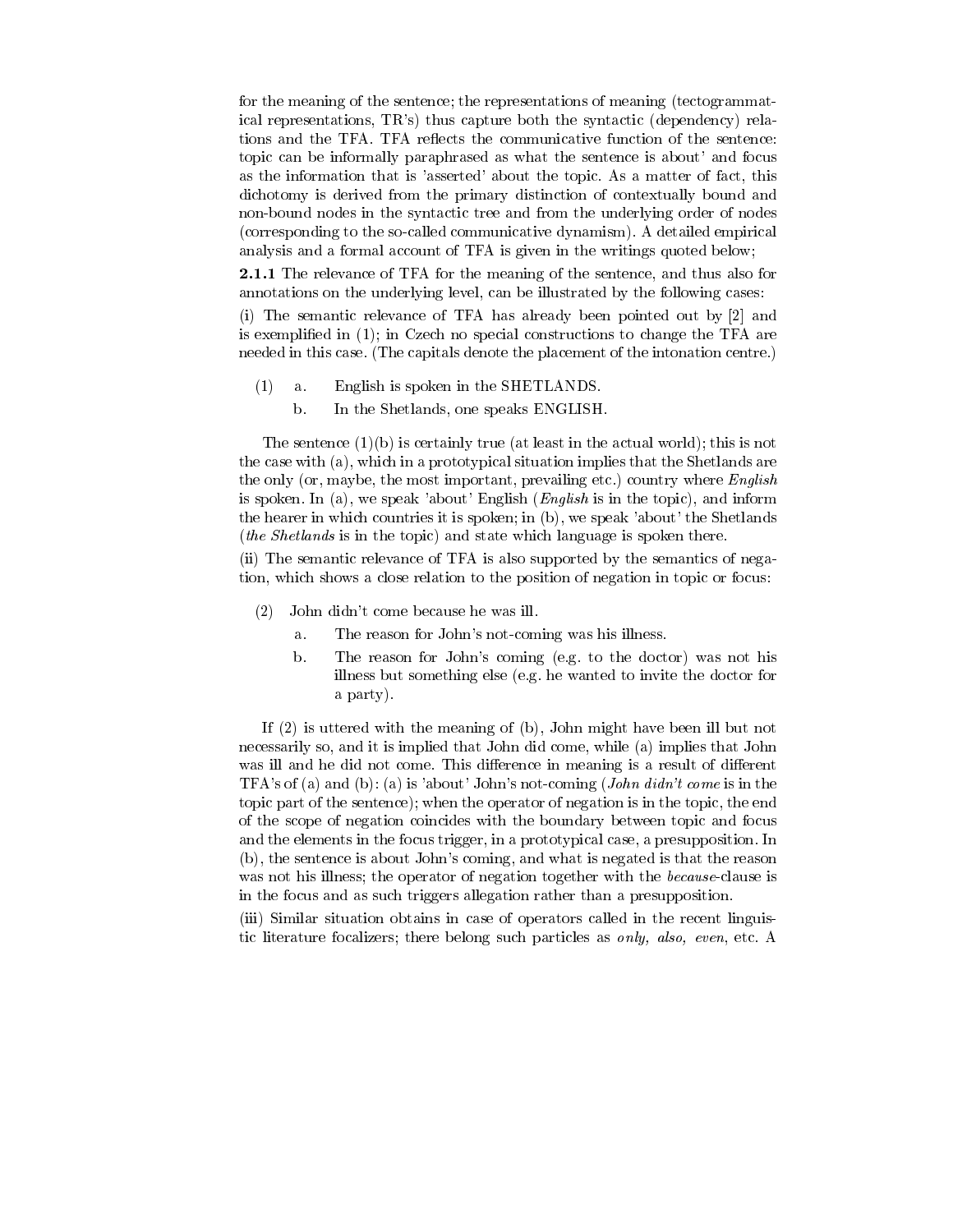for the meaning of the sentence; the representations of meaning (tectogrammatical representations, TR's) thus capture both the syntactic (dependency) relations and the TFA. TFA reflects the communicative function of the sentence: topic can be informally paraphrased as what the sentence is about' and focus as the information that is 'asserted' about the topic. As a matter of fact, this dichotomy is derived from the primary distinction of contextually bound and non-bound nodes in the syntactic tree and from the underlying order of nodes (corresponding to the so-called communicative dynamism). A detailed empirical analysis and a formal account of TFA is given in the writings quoted below;

**2.1.1** The relevance of TFA for the meaning of the sentence, and thus also for annotations on the underlying level, can be illustrated by the following cases:

(i) The semantic relevance of TFA has already been pointed out by [2] and is exemplified in (1); in Czech no special constructions to change the TFA are needed in this case. (The capitals denote the placement of the intonation centre.)

(1) a. English is spoken in the SHETLANDS.

  b. In the Shetlands, one speaks ENGLISH.

The sentence (1)(b) is certainly true (at least in the actual world); this is not the case with (a), which in a prototypical situation implies that the Shetlands are the only (or, maybe, the most important, prevailing etc.) country where *English* is spoken. In (a), we speak 'about' English (*English* is in the topic), and inform the hearer in which countries it is spoken; in (b), we speak 'about' the Shetlands (*the Shetlands* is in the topic) and state which language is spoken there.

(ii) The semantic relevance of TFA is also supported by the semantics of negation, which shows a close relation to the position of negation in topic or focus:

(2) John didn't come because he was ill.

  a. The reason for John's not-coming was his illness.

  b. The reason for John's coming (e.g. to the doctor) was not his illness but something else (e.g. he wanted to invite the doctor for a party).

If (2) is uttered with the meaning of (b), John might have been ill but not necessarily so, and it is implied that John did come, while (a) implies that John was ill and he did not come. This difference in meaning is a result of different TFA's of (a) and (b): (a) is 'about' John's not-coming (*John didn't come* is in the topic part of the sentence); when the operator of negation is in the topic, the end of the scope of negation coincides with the boundary between topic and focus and the elements in the focus trigger, in a prototypical case, a presupposition. In (b), the sentence is about John's coming, and what is negated is that the reason was not his illness; the operator of negation together with the *because*-clause is in the focus and as such triggers allegation rather than a presupposition.

(iii) Similar situation obtains in case of operators called in the recent linguistic literature focalizers; there belong such particles as *only, also, even*, etc. A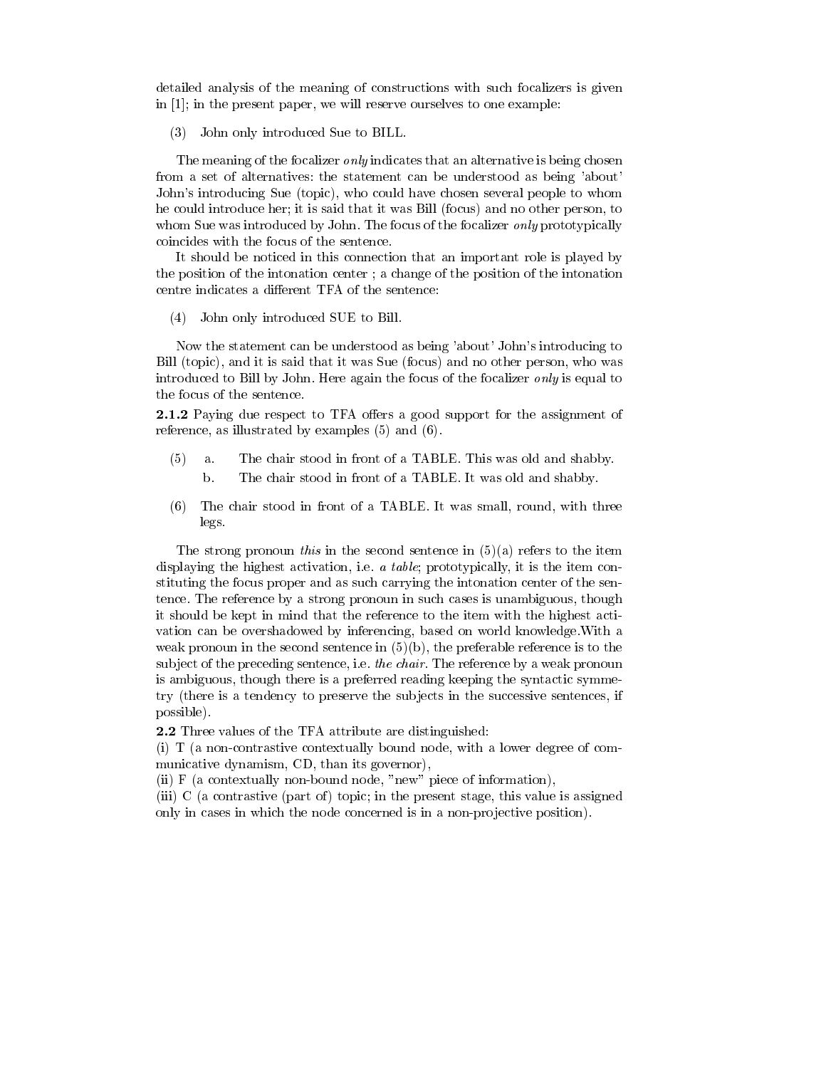detailed analysis of the meaning of constructions with such focalizers is given in [1]; in the present paper, we will reserve ourselves to one example:

(3) John only introduced Sue to BILL.

The meaning of the focalizer *only* indicates that an alternative is being chosen from a set of alternatives: the statement can be understood as being 'about' John's introducing Sue (topic), who could have chosen several people to whom he could introduce her; it is said that it was Bill (focus) and no other person, to whom Sue was introduced by John. The focus of the focalizer *only* prototypically coincides with the focus of the sentence.

It should be noticed in this connection that an important role is played by the position of the intonation center ; a change of the position of the intonation centre indicates a different TFA of the sentence:

(4) John only introduced SUE to Bill.

Now the statement can be understood as being 'about' John's introducing to Bill (topic), and it is said that it was Sue (focus) and no other person, who was introduced to Bill by John. Here again the focus of the focalizer *only* is equal to the focus of the sentence.

**2.1.2** Paying due respect to TFA offers a good support for the assignment of reference, as illustrated by examples (5) and (6).

(5) a. The chair stood in front of a TABLE. This was old and shabby.
&nbsp;&nbsp;&nbsp;&nbsp;&nbsp;b. The chair stood in front of a TABLE. It was old and shabby.

(6) The chair stood in front of a TABLE. It was small, round, with three legs.

The strong pronoun *this* in the second sentence in (5)(a) refers to the item displaying the highest activation, i.e. *a table*; prototypically, it is the item constituting the focus proper and as such carrying the intonation center of the sentence. The reference by a strong pronoun in such cases is unambiguous, though it should be kept in mind that the reference to the item with the highest activation can be overshadowed by inferencing, based on world knowledge.With a weak pronoun in the second sentence in (5)(b), the preferable reference is to the subject of the preceding sentence, i.e. *the chair*. The reference by a weak pronoun is ambiguous, though there is a preferred reading keeping the syntactic symmetry (there is a tendency to preserve the subjects in the successive sentences, if possible).

**2.2** Three values of the TFA attribute are distinguished:
(i) T (a non-contrastive contextually bound node, with a lower degree of communicative dynamism, CD, than its governor),
(ii) F (a contextually non-bound node, "new" piece of information),
(iii) C (a contrastive (part of) topic; in the present stage, this value is assigned only in cases in which the node concerned is in a non-projective position).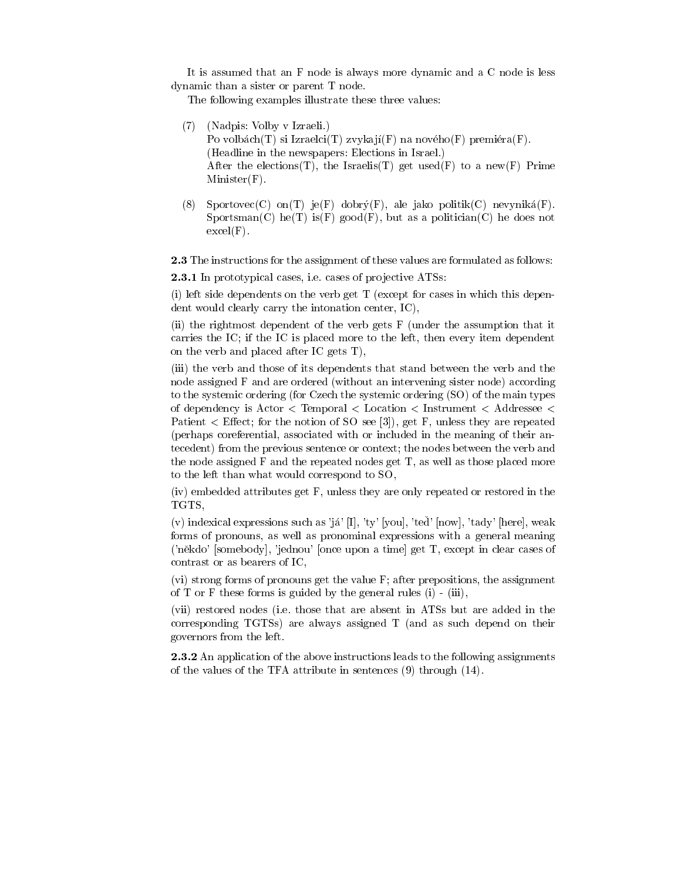It is assumed that an F node is always more dynamic and a C node is less dynamic than a sister or parent T node.

The following examples illustrate these three values:

(7) (Nadpis: Volby v Izraeli.)
Po volbách(T) si Izraelci(T) zvykají(F) na nového(F) premiéra(F).
(Headline in the newspapers: Elections in Israel.)
After the elections(T), the Israelis(T) get used(F) to a new(F) Prime Minister(F).

(8) Sportovec(C) on(T) je(F) dobrý(F), ale jako politik(C) nevyniká(F).
Sportsman(C) he(T) is(F) good(F), but as a politician(C) he does not excel(F).

**2.3** The instructions for the assignment of these values are formulated as follows:

**2.3.1** In prototypical cases, i.e. cases of projective ATSs:

(i) left side dependents on the verb get T (except for cases in which this dependent would clearly carry the intonation center, IC),

(ii) the rightmost dependent of the verb gets F (under the assumption that it carries the IC; if the IC is placed more to the left, then every item dependent on the verb and placed after IC gets T),

(iii) the verb and those of its dependents that stand between the verb and the node assigned F and are ordered (without an intervening sister node) according to the systemic ordering (for Czech the systemic ordering (SO) of the main types of dependency is Actor < Temporal < Location < Instrument < Addressee < Patient < Effect; for the notion of SO see [3]), get F, unless they are repeated (perhaps coreferential, associated with or included in the meaning of their antecedent) from the previous sentence or context; the nodes between the verb and the node assigned F and the repeated nodes get T, as well as those placed more to the left than what would correspond to SO,

(iv) embedded attributes get F, unless they are only repeated or restored in the TGTS,

(v) indexical expressions such as 'já' [I], 'ty' [you], 'teď' [now], 'tady' [here], weak forms of pronouns, as well as pronominal expressions with a general meaning ('někdo' [somebody], 'jednou' [once upon a time] get T, except in clear cases of contrast or as bearers of IC,

(vi) strong forms of pronouns get the value F; after prepositions, the assignment of T or F these forms is guided by the general rules (i) - (iii),

(vii) restored nodes (i.e. those that are absent in ATSs but are added in the corresponding TGTSs) are always assigned T (and as such depend on their governors from the left.

**2.3.2** An application of the above instructions leads to the following assignments of the values of the TFA attribute in sentences (9) through (14).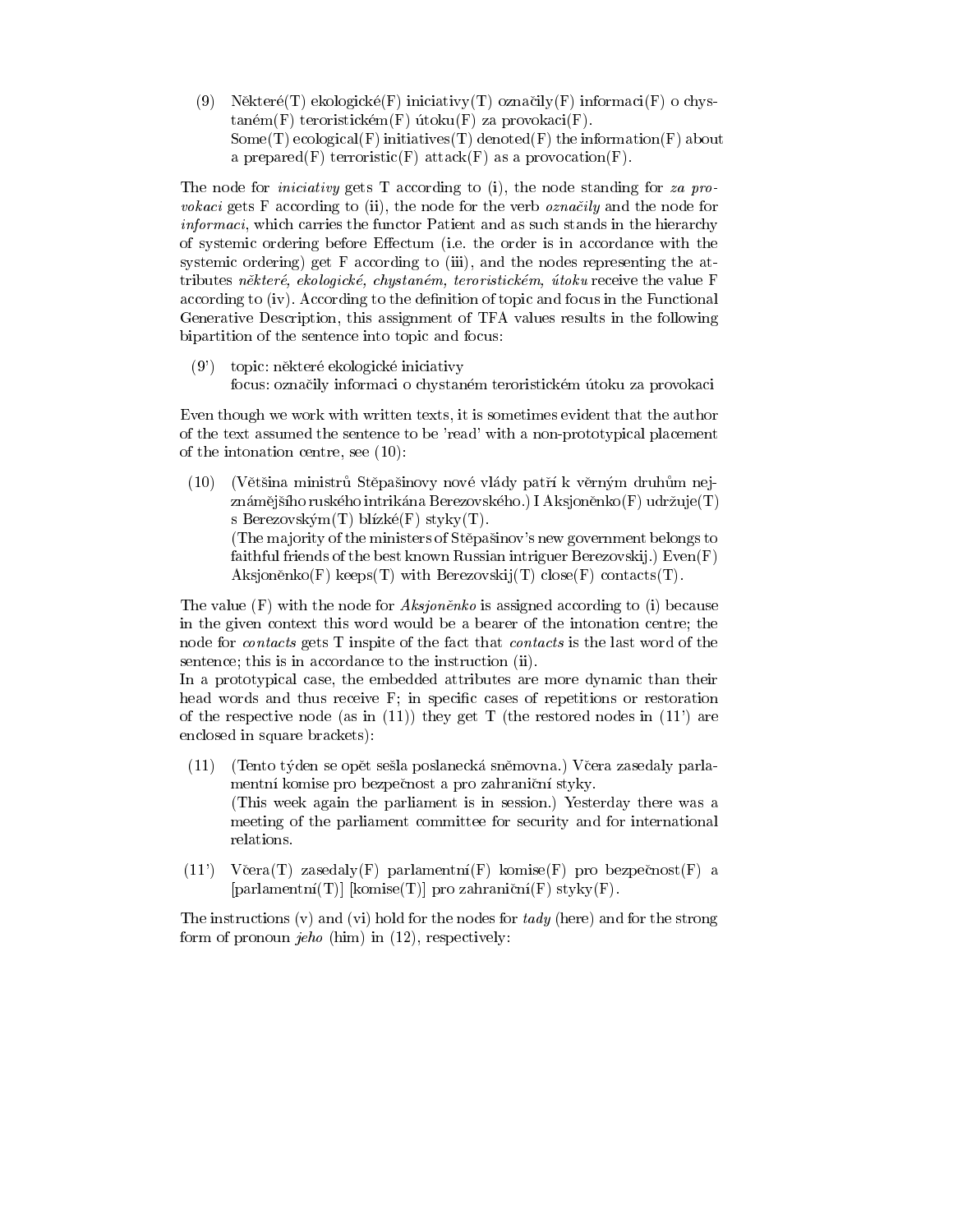(9) Některé(T) ekologické(F) iniciativy(T) označily(F) informaci(F) o chystaném(F) teroristickém(F) útoku(F) za provokaci(F).
Some(T) ecological(F) initiatives(T) denoted(F) the information(F) about a prepared(F) terroristic(F) attack(F) as a provocation(F).

The node for *iniciativy* gets T according to (i), the node standing for *za provokaci* gets F according to (ii), the node for the verb *označily* and the node for *informaci*, which carries the functor Patient and as such stands in the hierarchy of systemic ordering before Effectum (i.e. the order is in accordance with the systemic ordering) get F according to (iii), and the nodes representing the attributes *některé, ekologické, chystaném, teroristickém, útoku* receive the value F according to (iv). According to the definition of topic and focus in the Functional Generative Description, this assignment of TFA values results in the following bipartition of the sentence into topic and focus:

(9') topic: některé ekologické iniciativy
focus: označily informaci o chystaném teroristickém útoku za provokaci

Even though we work with written texts, it is sometimes evident that the author of the text assumed the sentence to be 'read' with a non-prototypical placement of the intonation centre, see (10):

(10) (Většina ministrů Stěpašinovy nové vlády patří k věrným druhům nejznámějšího ruského intrikána Berezovského.) I Aksjoněnko(F) udržuje(T) s Berezovským(T) blízké(F) styky(T).
(The majority of the ministers of Stěpašinov's new government belongs to faithful friends of the best known Russian intriguer Berezovskij.) Even(F) Aksjoněnko(F) keeps(T) with Berezovskij(T) close(F) contacts(T).

The value (F) with the node for *Aksjoněnko* is assigned according to (i) because in the given context this word would be a bearer of the intonation centre; the node for *contacts* gets T inspite of the fact that *contacts* is the last word of the sentence; this is in accordance to the instruction (ii).
In a prototypical case, the embedded attributes are more dynamic than their head words and thus receive F; in specific cases of repetitions or restoration of the respective node (as in (11)) they get T (the restored nodes in (11') are enclosed in square brackets):

(11) (Tento týden se opět sešla poslanecká sněmovna.) Včera zasedaly parlamentní komise pro bezpečnost a pro zahraniční styky.
(This week again the parliament is in session.) Yesterday there was a meeting of the parliament committee for security and for international relations.

(11') Včera(T) zasedaly(F) parlamentní(F) komise(F) pro bezpečnost(F) a [parlamentní(T)] [komise(T)] pro zahraniční(F) styky(F).

The instructions (v) and (vi) hold for the nodes for *tady* (here) and for the strong form of pronoun *jeho* (him) in (12), respectively: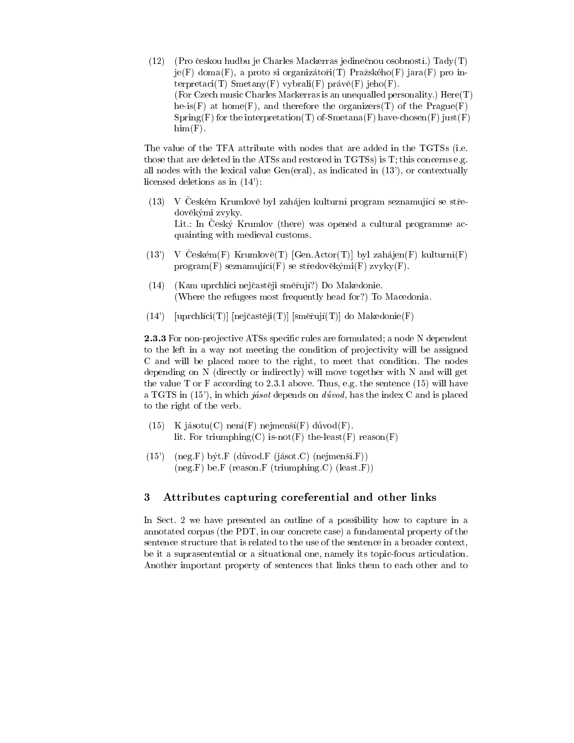(12) (Pro českou hudbu je Charles Mackerras jedinečnou osobností.) Tady(T) je(F) doma(F), a proto si organizátoři(T) Pražského(F) jara(F) pro interpretaci(T) Smetany(F) vybrali(F) právě(F) jeho(F).
(For Czech music Charles Mackerras is an unequalled personality.) Here(T) he-is(F) at home(F), and therefore the organizers(T) of the Prague(F) Spring(F) for the interpretation(T) of-Smetana(F) have-chosen(F) just(F) him(F).

The value of the TFA attribute with nodes that are added in the TGTSs (i.e. those that are deleted in the ATSs and restored in TGTSs) is T; this concerns e.g. all nodes with the lexical value Gen(eral), as indicated in (13'), or contextually licensed deletions as in (14'):

(13) V Českém Krumlově byl zahájen kulturní program seznamující se středověkými zvyky.
Lit.: In Český Krumlov (there) was opened a cultural programme acquainting with medieval customs.

(13') V Českém(F) Krumlově(T) [Gen.Actor(T)] byl zahájen(F) kulturní(F) program(F) seznamující(F) se středověkými(F) zvyky(F).

(14) (Kam uprchlíci nejčastěji směřují?) Do Makedonie.
(Where the refugees most frequently head for?) To Macedonia.

(14') [uprchlíci(T)] [nejčastěji(T)] [směřují(T)] do Makedonie(F)

**2.3.3** For non-projective ATSs specific rules are formulated; a node N dependent to the left in a way not meeting the condition of projectivity will be assigned C and will be placed more to the right, to meet that condition. The nodes depending on N (directly or indirectly) will move together with N and will get the value T or F according to 2.3.1 above. Thus, e.g. the sentence (15) will have a TGTS in (15'), in which *jásot* depends on *důvod*, has the index C and is placed to the right of the verb.

(15) K jásotu(C) není(F) nejmenší(F) důvod(F).
lit. For triumphing(C) is-not(F) the-least(F) reason(F)

(15') (neg.F) být.F (důvod.F (jásot.C) (nejmenší.F))
(neg.F) be.F (reason.F (triumphing.C) (least.F))

## 3 Attributes capturing coreferential and other links

In Sect. 2 we have presented an outline of a possibility how to capture in a annotated corpus (the PDT, in our concrete case) a fundamental property of the sentence structure that is related to the use of the sentence in a broader context, be it a suprasentential or a situational one, namely its topic-focus articulation. Another important property of sentences that links them to each other and to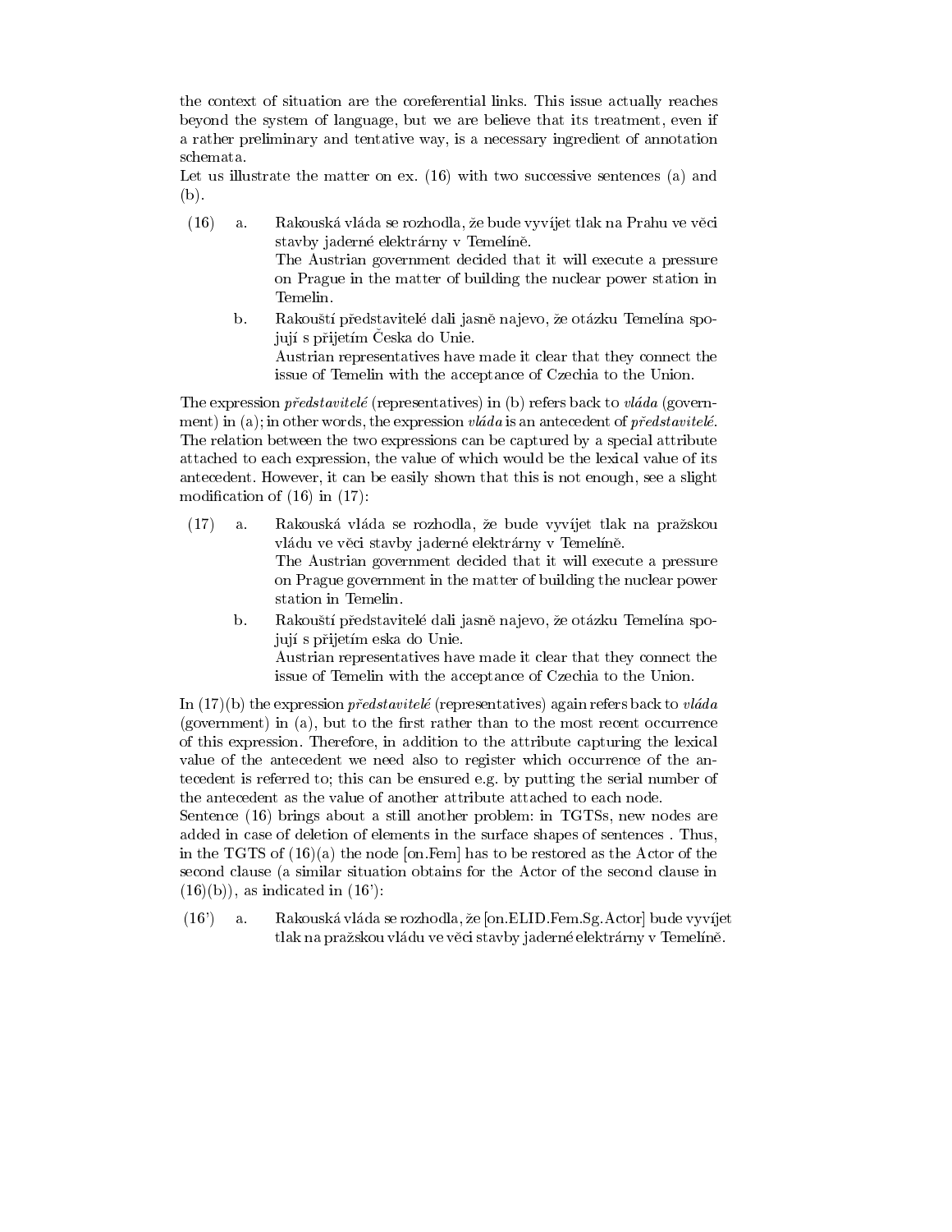the context of situation are the coreferential links. This issue actually reaches beyond the system of language, but we are believe that its treatment, even if a rather preliminary and tentative way, is a necessary ingredient of annotation schemata.

Let us illustrate the matter on ex. (16) with two successive sentences (a) and (b).

(16) a. Rakouská vláda se rozhodla, že bude vyvíjet tlak na Prahu ve věci stavby jaderné elektrárny v Temelíně.
The Austrian government decided that it will execute a pressure on Prague in the matter of building the nuclear power station in Temelin.

b. Rakouští představitelé dali jasně najevo, že otázku Temelína spojují s přijetím Česka do Unie.
Austrian representatives have made it clear that they connect the issue of Temelin with the acceptance of Czechia to the Union.

The expression *představitelé* (representatives) in (b) refers back to *vláda* (government) in (a); in other words, the expression *vláda* is an antecedent of *představitelé*. The relation between the two expressions can be captured by a special attribute attached to each expression, the value of which would be the lexical value of its antecedent. However, it can be easily shown that this is not enough, see a slight modification of (16) in (17):

(17) a. Rakouská vláda se rozhodla, že bude vyvíjet tlak na pražskou vládu ve věci stavby jaderné elektrárny v Temelíně.
The Austrian government decided that it will execute a pressure on Prague government in the matter of building the nuclear power station in Temelin.

b. Rakouští představitelé dali jasně najevo, že otázku Temelína spojují s přijetím eska do Unie.
Austrian representatives have made it clear that they connect the issue of Temelin with the acceptance of Czechia to the Union.

In (17)(b) the expression *představitelé* (representatives) again refers back to *vláda* (government) in (a), but to the first rather than to the most recent occurrence of this expression. Therefore, in addition to the attribute capturing the lexical value of the antecedent we need also to register which occurrence of the antecedent is referred to; this can be ensured e.g. by putting the serial number of the antecedent as the value of another attribute attached to each node.

Sentence (16) brings about a still another problem: in TGTSs, new nodes are added in case of deletion of elements in the surface shapes of sentences . Thus, in the TGTS of (16)(a) the node [on.Fem] has to be restored as the Actor of the second clause (a similar situation obtains for the Actor of the second clause in (16)(b)), as indicated in (16'):

(16') a. Rakouská vláda se rozhodla, že [on.ELID.Fem.Sg.Actor] bude vyvíjet tlak na pražskou vládu ve věci stavby jaderné elektrárny v Temelíně.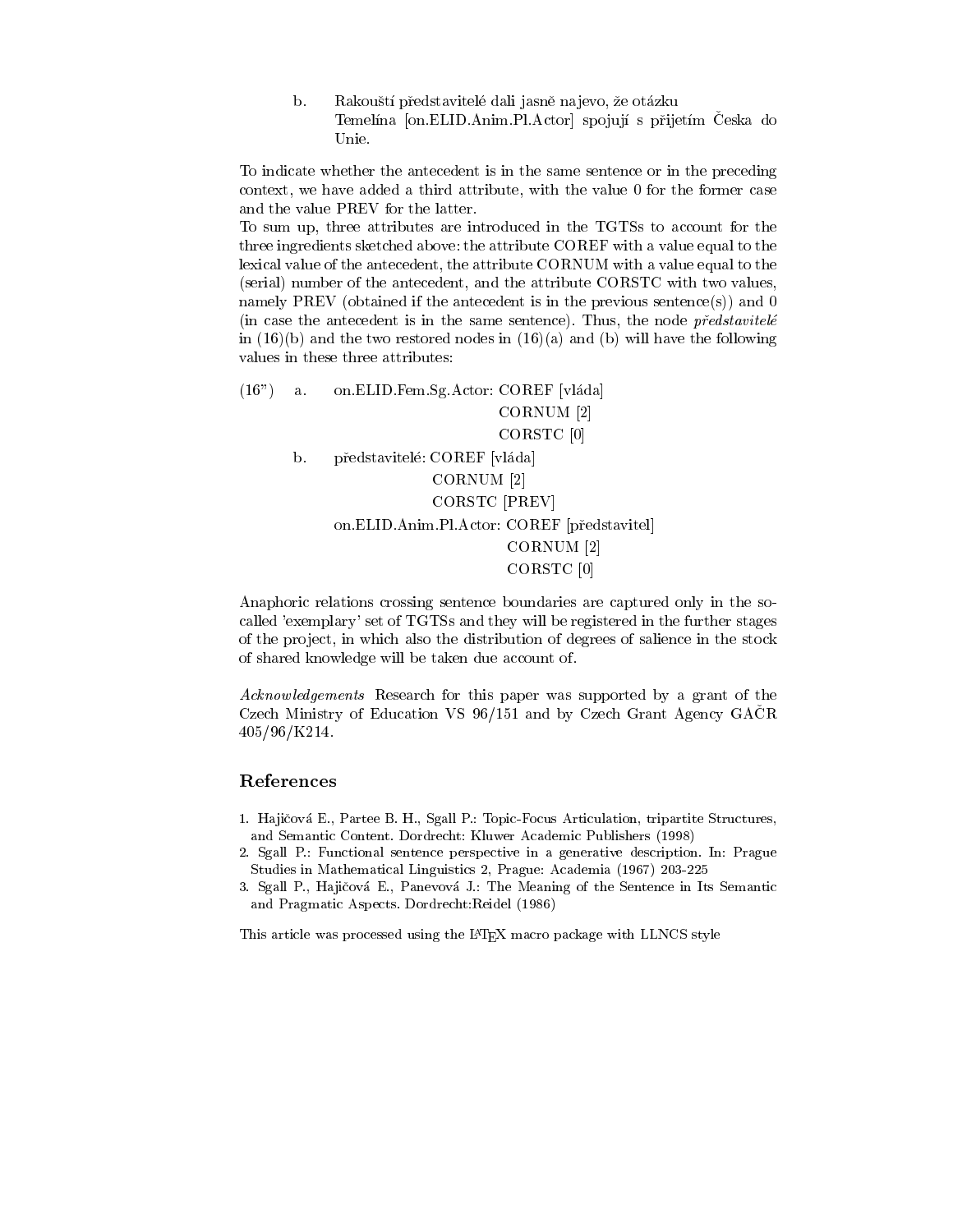b. Rakouští představitelé dali jasně najevo, že otázku Temelína [on.ELID.Anim.Pl.Actor] spojují s přijetím Česka do Unie.

To indicate whether the antecedent is in the same sentence or in the preceding context, we have added a third attribute, with the value 0 for the former case and the value PREV for the latter.
To sum up, three attributes are introduced in the TGTSs to account for the three ingredients sketched above: the attribute COREF with a value equal to the lexical value of the antecedent, the attribute CORNUM with a value equal to the (serial) number of the antecedent, and the attribute CORSTC with two values, namely PREV (obtained if the antecedent is in the previous sentence(s)) and 0 (in case the antecedent is in the same sentence). Thus, the node *představitelé* in (16)(b) and the two restored nodes in (16)(a) and (b) will have the following values in these three attributes:

(16") a. on.ELID.Fem.Sg.Actor: COREF [vláda]
CORNUM [2]
CORSTC [0]

b. představitelé: COREF [vláda]
CORNUM [2]
CORSTC [PREV]

on.ELID.Anim.Pl.Actor: COREF [představitel]
CORNUM [2]
CORSTC [0]

Anaphoric relations crossing sentence boundaries are captured only in the so-called 'exemplary' set of TGTSs and they will be registered in the further stages of the project, in which also the distribution of degrees of salience in the stock of shared knowledge will be taken due account of.

*Acknowledgements* Research for this paper was supported by a grant of the Czech Ministry of Education VS 96/151 and by Czech Grant Agency GAČR 405/96/K214.

## References

1. Hajičová E., Partee B. H., Sgall P.: Topic-Focus Articulation, tripartite Structures, and Semantic Content. Dordrecht: Kluwer Academic Publishers (1998)
2. Sgall P.: Functional sentence perspective in a generative description. In: Prague Studies in Mathematical Linguistics 2, Prague: Academia (1967) 203-225
3. Sgall P., Hajičová E., Panevová J.: The Meaning of the Sentence in Its Semantic and Pragmatic Aspects. Dordrecht:Reidel (1986)

This article was processed using the LaTeX macro package with LLNCS style